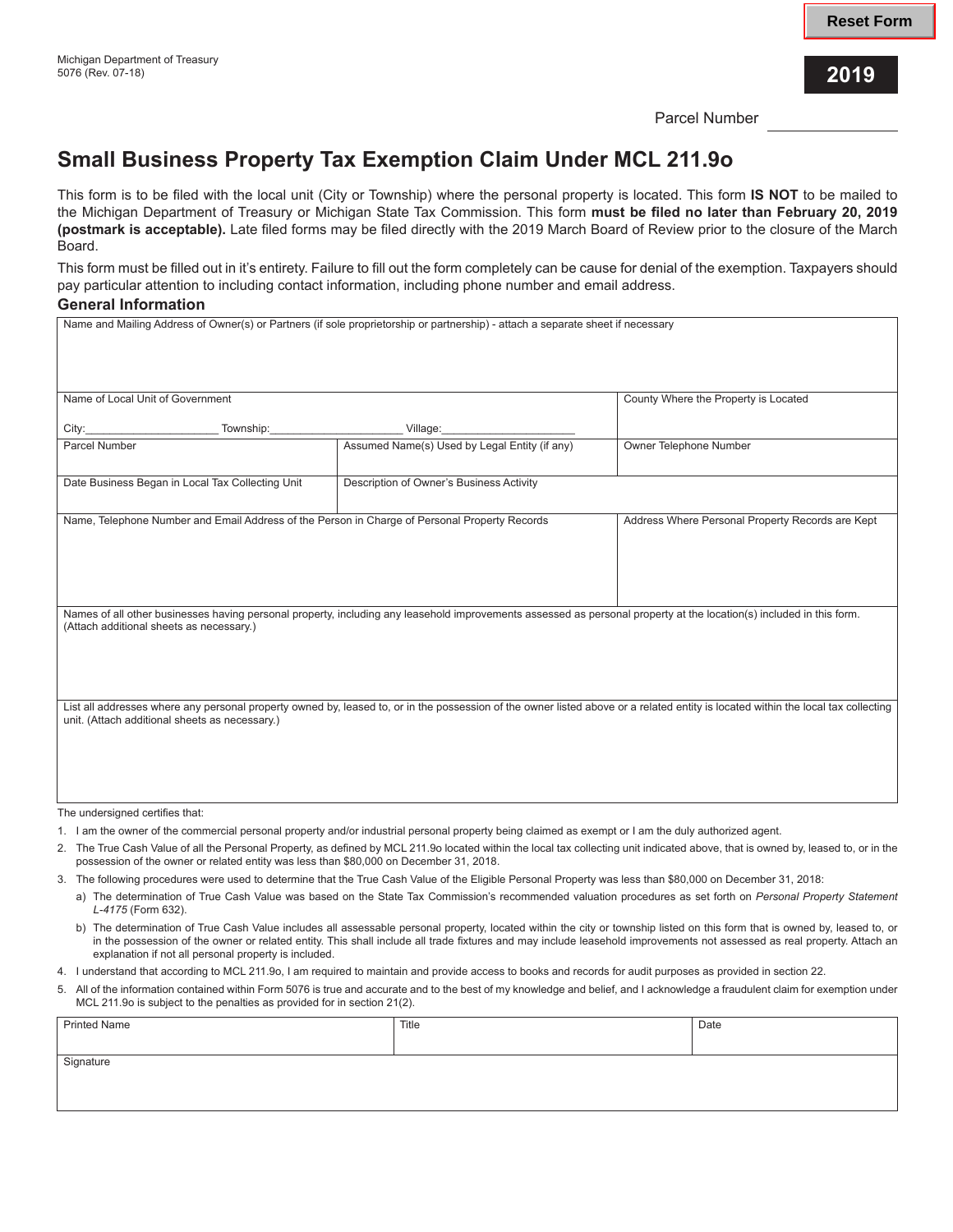Michigan Department of Treasury
5076 (Rev. 07-18)

**2019**

Parcel Number ______________

# Small Business Property Tax Exemption Claim Under MCL 211.9o

This form is to be filed with the local unit (City or Township) where the personal property is located. This form **IS NOT** to be mailed to the Michigan Department of Treasury or Michigan State Tax Commission. This form **must be filed no later than February 20, 2019 (postmark is acceptable).** Late filed forms may be filed directly with the 2019 March Board of Review prior to the closure of the March Board.

This form must be filled out in it's entirety. Failure to fill out the form completely can be cause for denial of the exemption. Taxpayers should pay particular attention to including contact information, including phone number and email address.

## General Information

| | | |
|---|---|---|
| Name and Mailing Address of Owner(s) or Partners (if sole proprietorship or partnership) - attach a separate sheet if necessary | | |
| Name of Local Unit of Government<br>City:____________ Township:____________ Village:____________ | | County Where the Property is Located |
| Parcel Number | Assumed Name(s) Used by Legal Entity (if any) | Owner Telephone Number |
| Date Business Began in Local Tax Collecting Unit | Description of Owner's Business Activity | |
| Name, Telephone Number and Email Address of the Person in Charge of Personal Property Records | | Address Where Personal Property Records are Kept |
| Names of all other businesses having personal property, including any leasehold improvements assessed as personal property at the location(s) included in this form. (Attach additional sheets as necessary.) | | |
| List all addresses where any personal property owned by, leased to, or in the possession of the owner listed above or a related entity is located within the local tax collecting unit. (Attach additional sheets as necessary.) | | |

The undersigned certifies that:

1. I am the owner of the commercial personal property and/or industrial personal property being claimed as exempt or I am the duly authorized agent.
2. The True Cash Value of all the Personal Property, as defined by MCL 211.9o located within the local tax collecting unit indicated above, that is owned by, leased to, or in the possession of the owner or related entity was less than $80,000 on December 31, 2018.
3. The following procedures were used to determine that the True Cash Value of the Eligible Personal Property was less than $80,000 on December 31, 2018:
   a) The determination of True Cash Value was based on the State Tax Commission's recommended valuation procedures as set forth on *Personal Property Statement L-4175* (Form 632).
   b) The determination of True Cash Value includes all assessable personal property, located within the city or township listed on this form that is owned by, leased to, or in the possession of the owner or related entity. This shall include all trade fixtures and may include leasehold improvements not assessed as real property. Attach an explanation if not all personal property is included.
4. I understand that according to MCL 211.9o, I am required to maintain and provide access to books and records for audit purposes as provided in section 22.
5. All of the information contained within Form 5076 is true and accurate and to the best of my knowledge and belief, and I acknowledge a fraudulent claim for exemption under MCL 211.9o is subject to the penalties as provided for in section 21(2).

| Printed Name | Title | Date |
|---|---|---|
| Signature | | |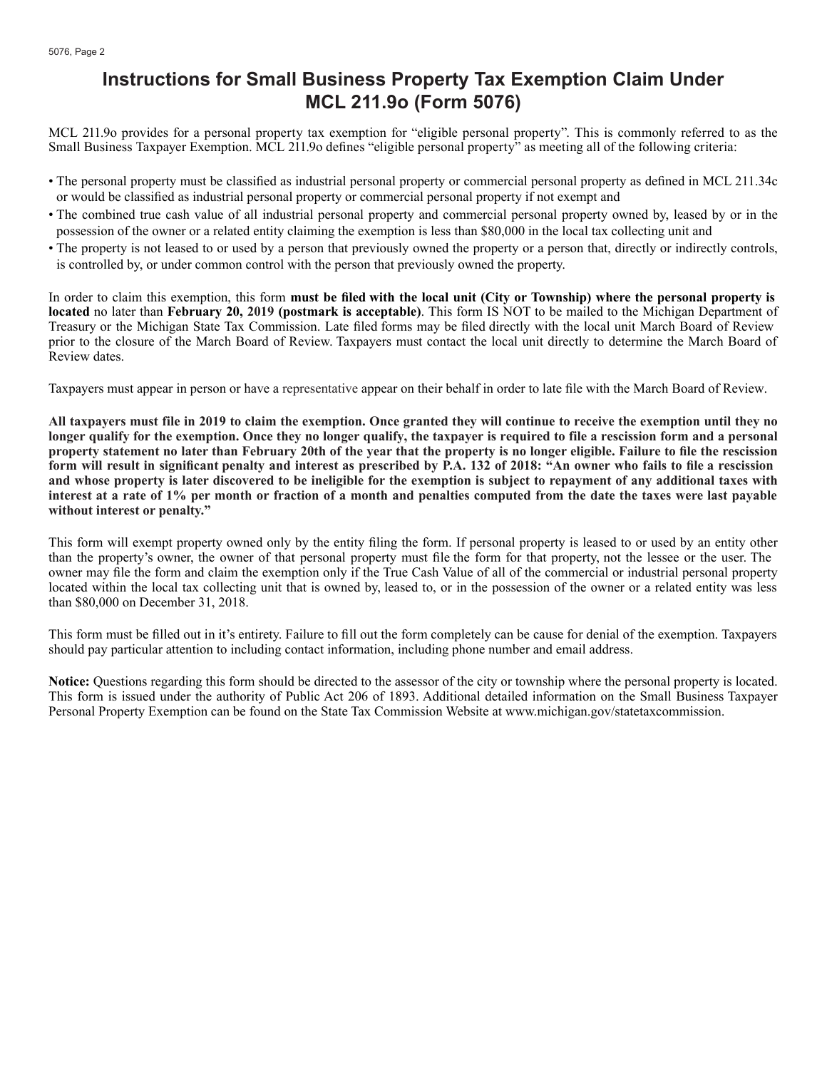# Instructions for Small Business Property Tax Exemption Claim Under MCL 211.9o (Form 5076)

MCL 211.9o provides for a personal property tax exemption for "eligible personal property". This is commonly referred to as the Small Business Taxpayer Exemption. MCL 211.9o defines "eligible personal property" as meeting all of the following criteria:

- The personal property must be classified as industrial personal property or commercial personal property as defined in MCL 211.34c or would be classified as industrial personal property or commercial personal property if not exempt and
- The combined true cash value of all industrial personal property and commercial personal property owned by, leased by or in the possession of the owner or a related entity claiming the exemption is less than $80,000 in the local tax collecting unit and
- The property is not leased to or used by a person that previously owned the property or a person that, directly or indirectly controls, is controlled by, or under common control with the person that previously owned the property.

In order to claim this exemption, this form **must be filed with the local unit (City or Township) where the personal property is located** no later than **February 20, 2019 (postmark is acceptable)**. This form IS NOT to be mailed to the Michigan Department of Treasury or the Michigan State Tax Commission. Late filed forms may be filed directly with the local unit March Board of Review prior to the closure of the March Board of Review. Taxpayers must contact the local unit directly to determine the March Board of Review dates.

Taxpayers must appear in person or have a representative appear on their behalf in order to late file with the March Board of Review.

**All taxpayers must file in 2019 to claim the exemption. Once granted they will continue to receive the exemption until they no longer qualify for the exemption. Once they no longer qualify, the taxpayer is required to file a rescission form and a personal property statement no later than February 20th of the year that the property is no longer eligible. Failure to file the rescission form will result in significant penalty and interest as prescribed by P.A. 132 of 2018: "An owner who fails to file a rescission and whose property is later discovered to be ineligible for the exemption is subject to repayment of any additional taxes with interest at a rate of 1% per month or fraction of a month and penalties computed from the date the taxes were last payable without interest or penalty."**

This form will exempt property owned only by the entity filing the form. If personal property is leased to or used by an entity other than the property's owner, the owner of that personal property must file the form for that property, not the lessee or the user. The owner may file the form and claim the exemption only if the True Cash Value of all of the commercial or industrial personal property located within the local tax collecting unit that is owned by, leased to, or in the possession of the owner or a related entity was less than $80,000 on December 31, 2018.

This form must be filled out in it's entirety. Failure to fill out the form completely can be cause for denial of the exemption. Taxpayers should pay particular attention to including contact information, including phone number and email address.

**Notice:** Questions regarding this form should be directed to the assessor of the city or township where the personal property is located. This form is issued under the authority of Public Act 206 of 1893. Additional detailed information on the Small Business Taxpayer Personal Property Exemption can be found on the State Tax Commission Website at www.michigan.gov/statetaxcommission.